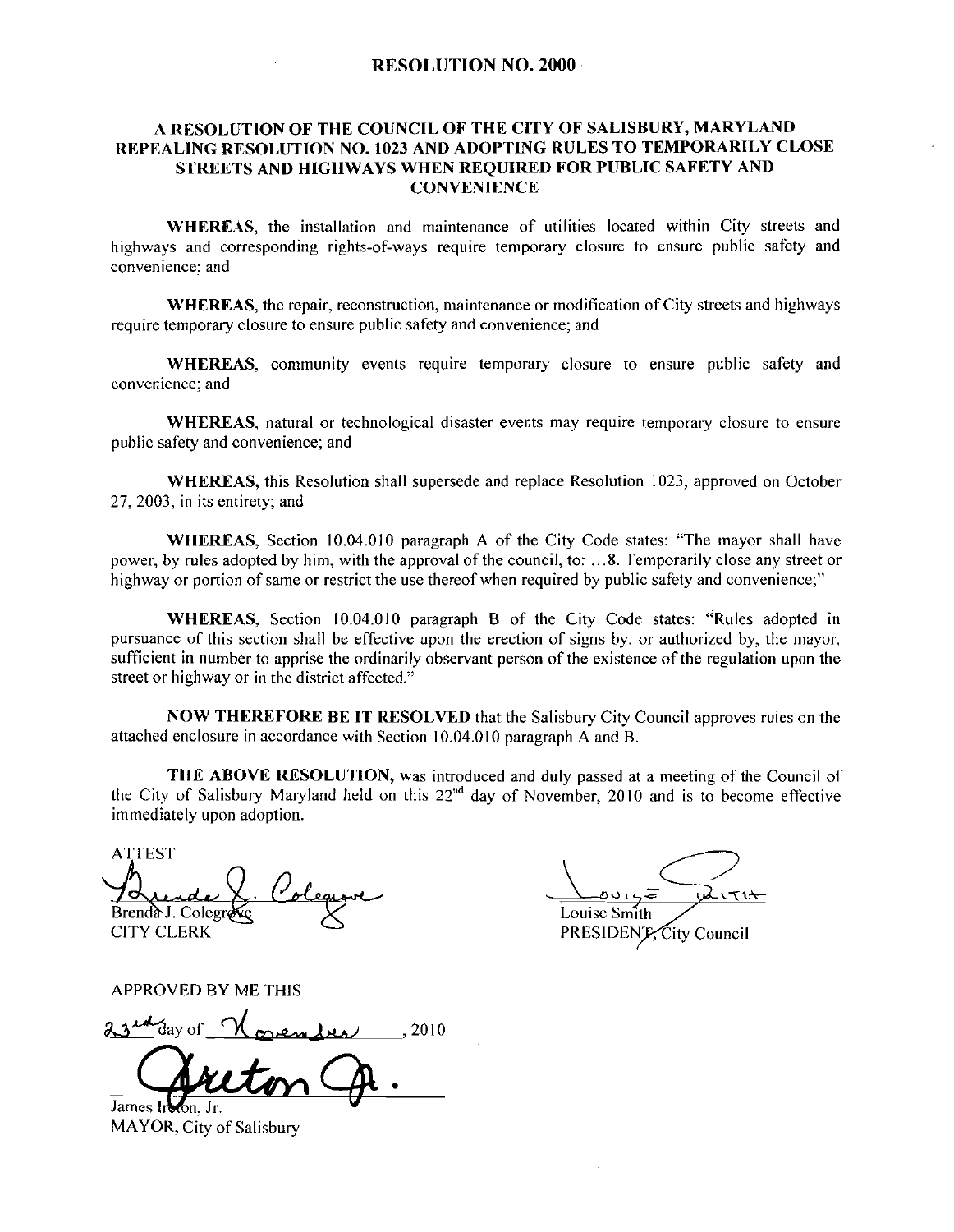# RESOLUTION NO. 2000

## A RESOLUTION OF THE COUNCIL OF THE CITY OF SALISBURY, MARYLAND REPEALING RESOLUTION NO. 1023 AND ADOPTING RULES TO TEMPORARILY CLOSE STREETS AND HIGHWAYS WHEN REQUIRED FOR PUBLIC SAFETY AND CONVENIENCE

**WHEREAS,** the installation and maintenance of utilities located within City streets and highways and corresponding rights-of-ways require temporary closure to ensure public safety and convenience; and

**WHEREAS,** the repair, reconstruction, maintenance or modification of City streets and highways require temporary closure to ensure public safety and convenience; and

**WHEREAS,** community events require temporary closure to ensure public safety and convenience; and

**WHEREAS,** natural or technological disaster events may require temporary closure to ensure public safety and convenience; and

**WHEREAS,** this Resolution shall supersede and replace Resolution 1023, approved on October 27, 2003, in its entirety; and

**WHEREAS,** Section 10.04.010 paragraph A of the City Code states: "The mayor shall have power, by rules adopted by him, with the approval of the council, to: ...8. Temporarily close any street or highway or portion of same or restrict the use thereof when required by public safety and convenience;"

**WHEREAS,** Section 10.04.010 paragraph B of the City Code states: "Rules adopted in pursuance of this section shall be effective upon the erection of signs by, or authorized by, the mayor, sufficient in number to apprise the ordinarily observant person of the existence of the regulation upon the street or highway or in the district affected."

**NOW THEREFORE BE IT RESOLVED** that the Salisbury City Council approves rules on the attached enclosure in accordance with Section 10.04.010 paragraph A and B.

**THE ABOVE RESOLUTION,** was introduced and duly passed at a meeting of the Council of the City of Salisbury Maryland held on this 22nd day of November, 2010 and is to become effective immediately upon adoption.

ATTEST

Brenda J. Colegrove
CITY CLERK

Louise Smith
PRESIDENT, City Council

APPROVED BY ME THIS

23rd day of November, 2010

James Ireton, Jr.
MAYOR, City of Salisbury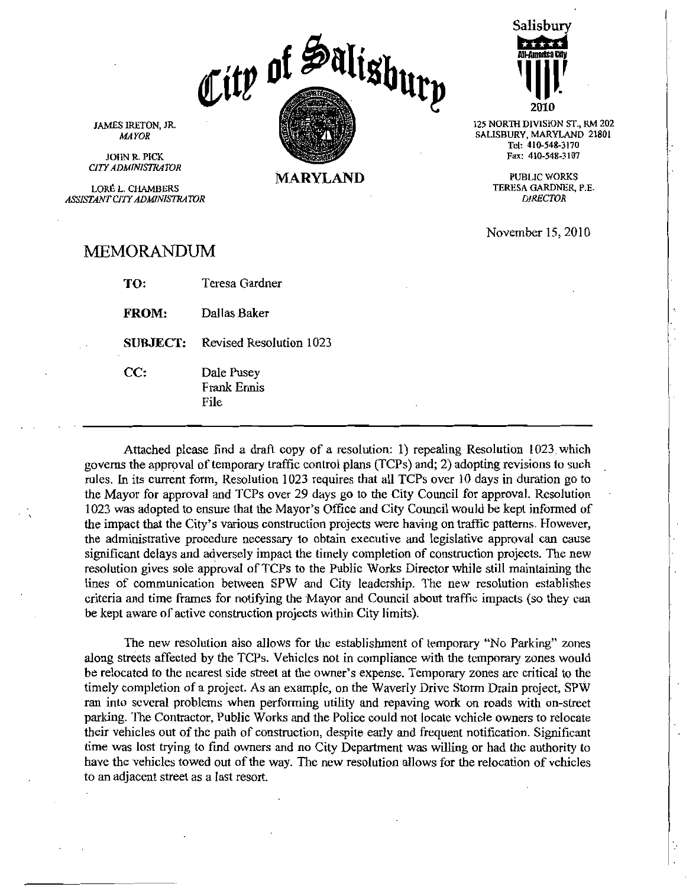# City of Salisbury

**MARYLAND**

JAMES IRETON, JR.
*MAYOR*

JOHN R. PICK
*CITY ADMINISTRATOR*

LORÉ L. CHAMBERS
*ASSISTANT CITY ADMINISTRATOR*

Salisbury
All-America City
2010

125 NORTH DIVISION ST., RM 202
SALISBURY, MARYLAND 21801
Tel: 410-548-3170
Fax: 410-548-3107

PUBLIC WORKS
TERESA GARDNER, P.E.
*DIRECTOR*

November 15, 2010

## MEMORANDUM

**TO:** Teresa Gardner

**FROM:** Dallas Baker

**SUBJECT:** Revised Resolution 1023

**CC:** Dale Pusey
Frank Ennis
File

---

Attached please find a draft copy of a resolution: 1) repealing Resolution 1023 which governs the approval of temporary traffic control plans (TCPs) and; 2) adopting revisions to such rules. In its current form, Resolution 1023 requires that all TCPs over 10 days in duration go to the Mayor for approval and TCPs over 29 days go to the City Council for approval. Resolution 1023 was adopted to ensure that the Mayor's Office and City Council would be kept informed of the impact that the City's various construction projects were having on traffic patterns. However, the administrative procedure necessary to obtain executive and legislative approval can cause significant delays and adversely impact the timely completion of construction projects. The new resolution gives sole approval of TCPs to the Public Works Director while still maintaining the lines of communication between SPW and City leadership. The new resolution establishes criteria and time frames for notifying the Mayor and Council about traffic impacts (so they can be kept aware of active construction projects within City limits).

The new resolution also allows for the establishment of temporary "No Parking" zones along streets affected by the TCPs. Vehicles not in compliance with the temporary zones would be relocated to the nearest side street at the owner's expense. Temporary zones are critical to the timely completion of a project. As an example, on the Waverly Drive Storm Drain project, SPW ran into several problems when performing utility and repaving work on roads with on-street parking. The Contractor, Public Works and the Police could not locate vehicle owners to relocate their vehicles out of the path of construction, despite early and frequent notification. Significant time was lost trying to find owners and no City Department was willing or had the authority to have the vehicles towed out of the way. The new resolution allows for the relocation of vehicles to an adjacent street as a last resort.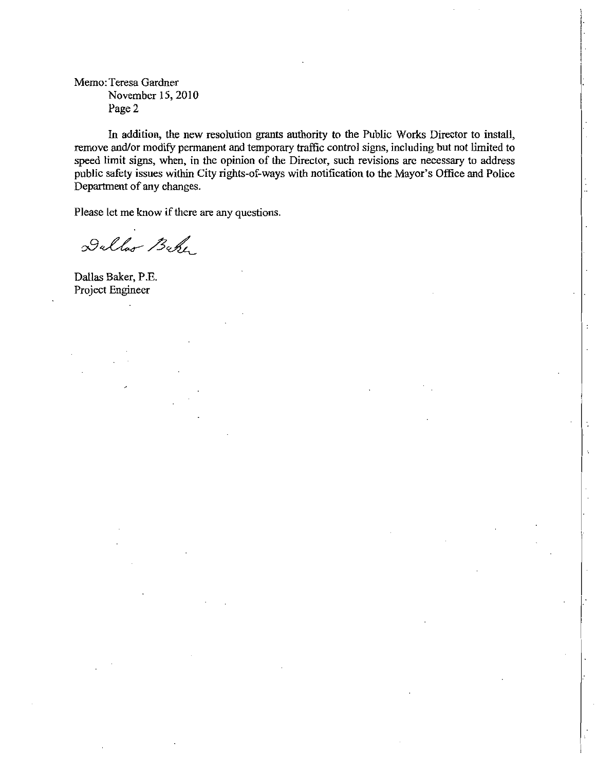Memo: Teresa Gardner
November 15, 2010
Page 2

In addition, the new resolution grants authority to the Public Works Director to install, remove and/or modify permanent and temporary traffic control signs, including but not limited to speed limit signs, when, in the opinion of the Director, such revisions are necessary to address public safety issues within City rights-of-ways with notification to the Mayor's Office and Police Department of any changes.

Please let me know if there are any questions.

Dallas Baker

Dallas Baker, P.E.
Project Engineer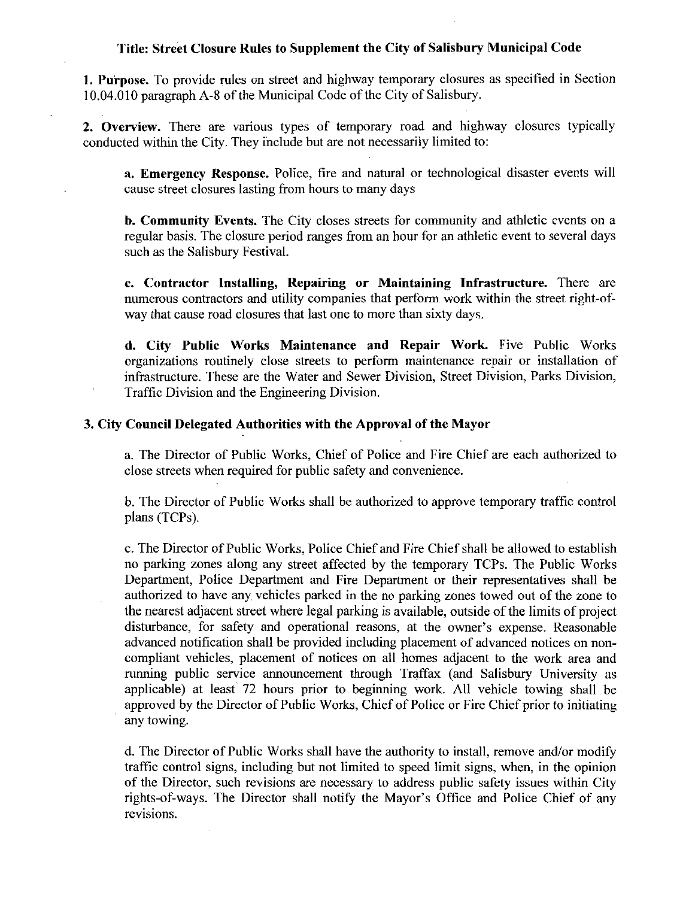**Title: Street Closure Rules to Supplement the City of Salisbury Municipal Code**

**1. Purpose.** To provide rules on street and highway temporary closures as specified in Section 10.04.010 paragraph A-8 of the Municipal Code of the City of Salisbury.

**2. Overview.** There are various types of temporary road and highway closures typically conducted within the City. They include but are not necessarily limited to:

> **a. Emergency Response.** Police, fire and natural or technological disaster events will cause street closures lasting from hours to many days
>
> **b. Community Events.** The City closes streets for community and athletic events on a regular basis. The closure period ranges from an hour for an athletic event to several days such as the Salisbury Festival.
>
> **c. Contractor Installing, Repairing or Maintaining Infrastructure.** There are numerous contractors and utility companies that perform work within the street right-of-way that cause road closures that last one to more than sixty days.
>
> **d. City Public Works Maintenance and Repair Work.** Five Public Works organizations routinely close streets to perform maintenance repair or installation of infrastructure. These are the Water and Sewer Division, Street Division, Parks Division, Traffic Division and the Engineering Division.

**3. City Council Delegated Authorities with the Approval of the Mayor**

> a. The Director of Public Works, Chief of Police and Fire Chief are each authorized to close streets when required for public safety and convenience.
>
> b. The Director of Public Works shall be authorized to approve temporary traffic control plans (TCPs).
>
> c. The Director of Public Works, Police Chief and Fire Chief shall be allowed to establish no parking zones along any street affected by the temporary TCPs. The Public Works Department, Police Department and Fire Department or their representatives shall be authorized to have any vehicles parked in the no parking zones towed out of the zone to the nearest adjacent street where legal parking is available, outside of the limits of project disturbance, for safety and operational reasons, at the owner's expense. Reasonable advanced notification shall be provided including placement of advanced notices on non-compliant vehicles, placement of notices on all homes adjacent to the work area and running public service announcement through Traffax (and Salisbury University as applicable) at least 72 hours prior to beginning work. All vehicle towing shall be approved by the Director of Public Works, Chief of Police or Fire Chief prior to initiating any towing.
>
> d. The Director of Public Works shall have the authority to install, remove and/or modify traffic control signs, including but not limited to speed limit signs, when, in the opinion of the Director, such revisions are necessary to address public safety issues within City rights-of-ways. The Director shall notify the Mayor's Office and Police Chief of any revisions.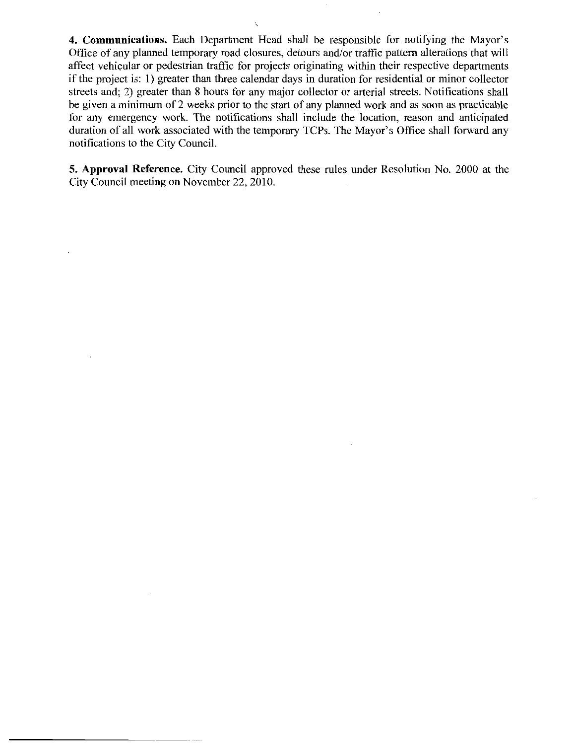**4. Communications.** Each Department Head shall be responsible for notifying the Mayor's Office of any planned temporary road closures, detours and/or traffic pattern alterations that will affect vehicular or pedestrian traffic for projects originating within their respective departments if the project is: 1) greater than three calendar days in duration for residential or minor collector streets and; 2) greater than 8 hours for any major collector or arterial streets. Notifications shall be given a minimum of 2 weeks prior to the start of any planned work and as soon as practicable for any emergency work. The notifications shall include the location, reason and anticipated duration of all work associated with the temporary TCPs. The Mayor's Office shall forward any notifications to the City Council.

**5. Approval Reference.** City Council approved these rules under Resolution No. 2000 at the City Council meeting on November 22, 2010.